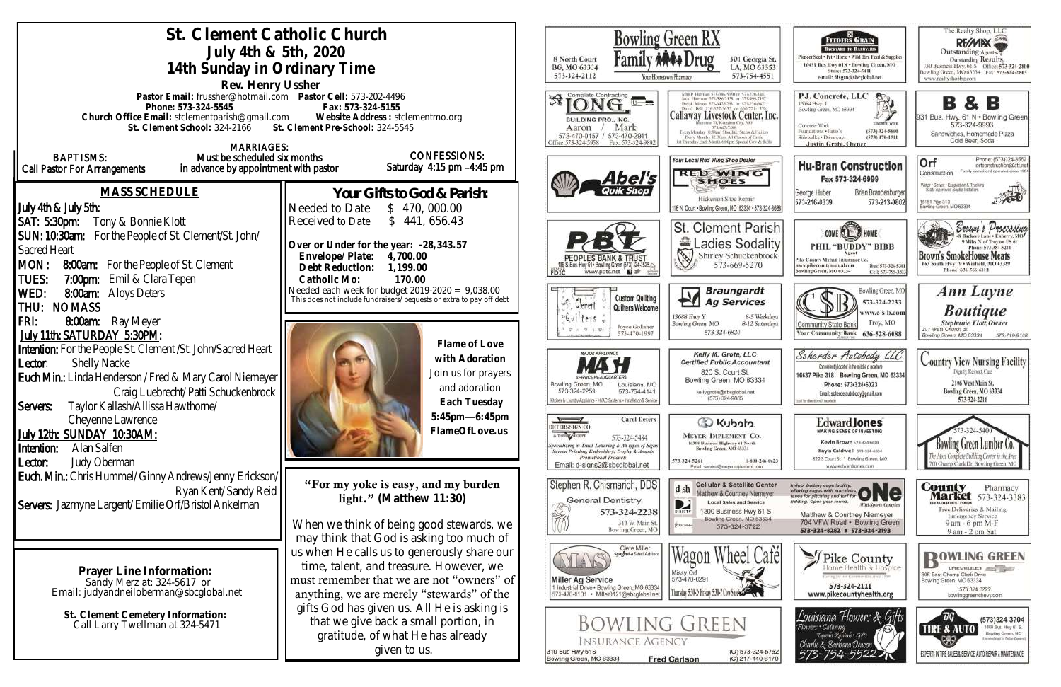# St. Clement Catholic Church

## July 4th & 5th, 2020

## 14th Sunday in Ordinary Time

**Rev. Henry Ussher**

Pastor Email: frussher@hotmail.com Pastor Cell: 573-202-4496
Phone: 573-324-5545 Fax: 573-324-5155
Church Office Email: stclementparish@gmail.com Website Address : stclementmo.org
St. Clement School: 324-2166 St. Clement Pre-School: 324-5545

BAPTISMS: Call Pastor For Arrangements

MARRIAGES: Must be scheduled six months in advance by appointment with pastor

CONFESSIONS: Saturday 4:15 pm –4:45 pm

## MASS SCHEDULE

July 4th & July 5th:
SAT: 5:30pm: Tony & Bonnie Klott
SUN: 10:30am: For the People of St. Clement/St. John/Sacred Heart
MON : 8:00am: For the People of St. Clement
TUES: 7:00pm: Emil & Clara Tepen
WED: 8:00am: Aloys Deters
THU: NO MASS
FRI: 8:00am: Ray Meyer

July 11th: SATURDAY 5:30PM:
Intention: For the People St. Clement /St. John/Sacred Heart
Lector: Shelly Nacke
Euch Min.: Linda Henderson / Fred & Mary Carol Niemeyer / Craig Luebrecht/ Patti Schuckenbrock
Servers: Taylor Kallash/Allissa Hawthorne/ Cheyenne Lawrence

July 12th: SUNDAY 10:30AM:
Intention: Alan Salfen
Lector: Judy Oberman
Euch. Min.: Chris Hummel/ Ginny Andrews/Jenny Erickson/ Ryan Kent/ Sandy Reid
Servers: Jazmyne Largent/ Emilie Orf/Bristol Ankelman

**Prayer Line Information:**
Sandy Merz at: 324-5617 or
Email: judyandneiloberman@sbcglobal.net

**St. Clement Cemetery Information:**
Call Larry Twellman at 324-5471

## Your Gifts to God & Parish:

Needed to Date $ 470, 000.00
Received to Date $ 441, 656.43

Over or Under for the year: -28,343.57
Envelope/ Plate: 4,700.00
Debt Reduction: 1,199.00
Catholic Mo: 170.00
Needed each week for budget 2019-2020 = 9,038.00
This does not include fundraisers/ bequests or extra to pay off debt

**Flame of Love with Adoration**
Join us for prayers and adoration
**Each Tuesday**
**5:45pm—6:45pm**
**FlameOfLove.us**

**"For my yoke is easy, and my burden light." (Matthew 11:30)**

When we think of being good stewards, we may think that God is asking too much of us when He calls us to generously share our time, talent, and treasure. However, we must remember that we are not "owners" of anything, we are merely "stewards" of the gifts God has given us. All He is asking is that we give back a small portion, in gratitude, of what He has already given to us.

---

Bowling Green RX Family Drug — Your Hometown Pharmacy — 8 North Court, BG, MO 63334, 573-324-2112 — 301 Georgia St., LA, MO 63353, 573-754-4551

Feeders Grain — Backyard to Barnyard — Pioneer Seed • Pet • Horse • Wild Bird Feed & Supplies — 16491 Bus Hwy 61N • Bowling Green, MO — Store: 573-324-5411 — e-mail: fdsgrn@sbcglobal.net

The Realty Shop, LLC — RE/MAX — Outstanding Agents. Outstanding Results. — 730 Business Hwy. 61 S, Bowling Green, MO 63334 — Office: 573-324-2800 — Fax: 573-324-2863 — www.realtyshopbg.com

Complete Contracting — Long Building Pro., Inc. — Aaron / Mark — 573-470-0157 / 573-470-2911 — Office: 573-324-5958 — Fax: 573-324-9802

Callaway Livestock Center, Inc. — Interstate 70, Kingdom City, MO — 573-642-7486 — Every Monday 10:00am Slaughter Steers & Heifers — Every Monday 12:30pm All Classes of Cattle — 1st Thursday Each Month 6:00pm Special Cow & Bulls

P.J. Concrete, LLC — 15084 Hwy. J, Bowling Green, MO 63334 — Concrete Work, Foundations • Patio's, Sidewalks • Driveways — (573) 324-5660 — (573) 470-1511 — Justin Grote, Owner

B & B — 931 Bus. Hwy. 61 N • Bowling Green — 573-324-9993 — Sandwiches, Homemade Pizza, Cold Beer, Soda

Abel's Quik Shop

Your Local Red Wing Shoe Dealer — Red Wing Shoes — Hickerson Shoe Repair — 116 N. Court • Bowling Green, MO 63334 • 573-324-3688

Hu-Bran Construction — Fax 573-324-6999 — George Huber 573-216-0339 — Brian Brandenburger 573-213-0802

Orf Construction — Phone: (573)324-3552 — orfconstruction@att.net — Family owned and operated since 1964 — Water • Sewer • Excavation & Trucking — State Approved Septic Installers — 15181 Pike 313, Bowling Green, MO 63334

PBT — Peoples Bank & Trust — 116 S. Bus. Hwy 61 • Bowling Green (573) 324-2525 — www.pbtc.net — FDIC

St. Clement Parish Ladies Sodality — Shirley Schuckenbrock — 573-669-5270

Come Home — Phil "Buddy" Bibb — Agent — Pike County Mutual Insurance Co. — www.pikecountymutual.com — Bowling Green, MO 63334 — Bus: 573-324-5301 — Cell: 573-795-3593

Brown's Processing — 26 Buckeye Lane • Elsberry, MO — 9 Miles N. of Troy on US 61 — Phone: 573-384-5284 — Brown's SmokeHouse Meats — 663 South Hwy 79 • Winfield, MO 63389 — Phone: 636-566-6112

St. Clement Quilters — Custom Quilting, Quilters Welcome — Joyce Gollaher 573-470-1997

Braungardt Ag Services — 13688 Hwy Y, Bowling Green, MO — 8-5 Weekdays, 8-12 Saturdays — 573-324-6820

Community State Bank — Bowling Green, MO 573-324-2233 — www.c-s-b.com — Troy, MO 636-528-6688 — Your Community Bank

Ann Layne Boutique — Stephanie Klott, Owner — 201 West Church St., Bowling Green, MO 63334 — 573-719-9108

Major Appliance — MASH — Service Headquarters — Bowling Green, MO 573-324-2259 — Louisiana, MO 573-754-4141 — Kitchen & Laundry Appliance • HVAC Systems • Installation & Service

Kelly M. Grote, LLC — Certified Public Accountant — 820 S. Court St., Bowling Green, MO 63334 — kellygrote@sbcglobal.net — (573) 324-9885

Scherder Autobody LLC — Conveniently located in the middle of nowhere — 16637 Pike 318 Bowling Green, MO 63334 — Phone: 573-324-6023 — Email: scherderautobody@gmail.com

Country View Nursing Facility — Dignity, Respect, Care — 2106 West Main St., Bowling Green, MO 63334 — 573-324-2216

Deters Sign Co. — Carol Deters — 573-324-5484 — Specializing in Truck Lettering & All types of Signs, Screen Printing, Embroidery, Trophy & Awards, Promotional Products — Email: d-signs2@sbcglobal.net

Kubota — Meyer Implement Co. — 16398 Business Highway 61 North, Bowling Green, MO 63334 — 573-324-5261 — 1-800-246-0623 — Email: service@meyerimplement.com

Edward Jones — Making Sense of Investing — Kevin Brown 573-324-6604 — Kayla Caldwell 573-324-6604 — 822 S Court St • Bowling Green, MO — www.edwardjones.com

Bowling Green Lumber Co. — 573-324-5400 — The Most Complete Building Center in the Area — 700 Champ Clark Dr, Bowling Green, MO

Stephen R. Chismarich, DDS — General Dentistry — 573-324-2238 — 310 W. Main St., Bowling Green, MO

Cellular & Satellite Center — Matthew & Courtney Niemeyer — Local Sales and Service — 1300 Business Hwy 61 S, Bowling Green, MO 63334 — 573-324-3722

One Multi-Sports Complex — Indoor batting cage facility, offering cages with machines, lanes for pitching and turf for fielding. Open year round. — Matthew & Courtney Niemeyer — 704 VFW Road • Bowling Green — 573-324-8282 • 573-324-2193

County Market Pharmacy — 573-324-3383 — Free Deliveries & Mailing — Emergency Service — 9 am - 6 pm M-F — 9 am - 2 pm Sat

MAS — Miller Ag Service — Clete Miller, Syngenta Seed Advisor — 1 Industrial Drive • Bowling Green, MO 63334 — 573-470-0101 • Miller0121@sbcglobal.net

Wagon Wheel Café — Missy Orf — 573-470-0291 — Thursday 5:30-2; Friday 5:30-7; Cow Sale

Pike County Home Health & Hospice — Caring for our Communities since 1969 — 573-324-2111 — www.pikecountyhealth.org

Bowling Green Chevrolet — 805 East Champ Clark Drive, Bowling Green, MO 63334 — 573.324.0222 — bowlinggreenchevy.com

Bowling Green Insurance Agency — 310 Bus Hwy 61S, Bowling Green, MO 63334 — Fred Carlson — (O) 573-324-5762 — (C) 217-440-6170

Louisiana Flowers & Gifts — Flowers • Catering — Tuxedo Rentals • Gifts — Charlie & Barbara Deacon — 573-754-5522

BG Tire & Auto — (573)324 3704 — 1400 Bus. Hwy 61 S., Bowling Green, MO — Experts in Tire Sales & Service, Auto Repair & Maintenance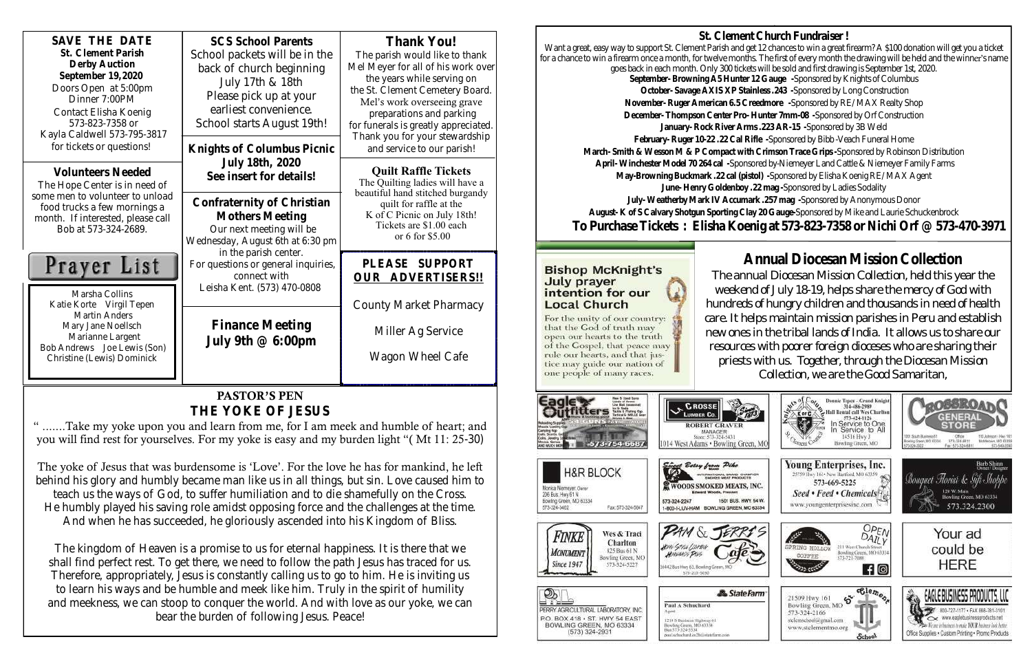**SAVE THE DATE**
**St. Clement Parish**
**Derby Auction**
**September 19, 2020**
Doors Open at 5:00pm
Dinner 7:00PM
Contact Elisha Koenig
573-823-7358 or
Kayla Caldwell 573-795-3817
for tickets or questions!

**Volunteers Needed**
The Hope Center is in need of some men to volunteer to unload food trucks a few mornings a month. If interested, please call Bob at 573-324-2689.

# Prayer List

Marsha Collins
Katie Korte Virgil Tepen
Martin Anders
Mary Jane Noellsch
Marianne Largent
Bob Andrews Joe Lewis (Son)
Christine (Lewis) Dominick

**SCS School Parents**
School packets will be in the back of church beginning July 17th & 18th
Please pick up at your earliest convenience.
School starts August 19th!

**Knights of Columbus Picnic**
**July 18th, 2020**
**See insert for details!**

**Confraternity of Christian Mothers Meeting**
Our next meeting will be Wednesday, August 6th at 6:30 pm in the parish center.
For questions or general inquiries, connect with
Leisha Kent. (573) 470-0808

**Finance Meeting**
**July 9th @ 6:00pm**

**Thank You!**
The parish would like to thank Mel Meyer for all of his work over the years while serving on the St. Clement Cemetery Board. Mel's work overseeing grave preparations and parking for funerals is greatly appreciated. Thank you for your stewardship and service to our parish!

**Quilt Raffle Tickets**
The Quilting ladies will have a beautiful hand stitched burgandy quilt for raffle at the K of C Picnic on July 18th! Tickets are $1.00 each or 6 for $5.00

**PLEASE SUPPORT OUR ADVERTISERS!!**

County Market Pharmacy

Miller Ag Service

Wagon Wheel Cafe

## PASTOR'S PEN
## THE YOKE OF JESUS

" .......Take my yoke upon you and learn from me, for I am meek and humble of heart; and you will find rest for yourselves. For my yoke is easy and my burden light "( Mt 11: 25-30)

The yoke of Jesus that was burdensome is 'Love'. For the love he has for mankind, he left behind his glory and humbly became man like us in all things, but sin. Love caused him to teach us the ways of God, to suffer humiliation and to die shamefully on the Cross. He humbly played his saving role amidst opposing force and the challenges at the time. And when he has succeeded, he gloriously ascended into his Kingdom of Bliss.

The kingdom of Heaven is a promise to us for eternal happiness. It is there that we shall find perfect rest. To get there, we need to follow the path Jesus has traced for us. Therefore, appropriately, Jesus is constantly calling us to go to him. He is inviting us to learn his ways and be humble and meek like him. Truly in the spirit of humility and meekness, we can stoop to conquer the world. And with love as our yoke, we can bear the burden of following Jesus. Peace!

## St. Clement Church Fundraiser !

Want a great, easy way to support St. Clement Parish and get 12 chances to win a great firearm? A $100 donation will get you a ticket for a chance to win a firearm once a month, for twelve months. The first of every month the drawing will be held and the winner's name goes back in each month. Only 300 tickets will be sold and first drawing is September 1st, 2020.

**September- Browning A5 Hunter 12 Gauge -**Sponsored by Knights of Columbus
**October- Savage AXIS XP Stainless .243 -**Sponsored by Long Construction
**November- Ruger American 6.5 Creedmore -**Sponsored by RE/MAX Realty Shop
**December- Thompson Center Pro- Hunter 7mm-08 -**Sponsored by Orf Construction
**January- Rock River Arms .223 AR-15 -**Sponsored by 3B Weld
**February- Ruger 10-22 .22 Cal Rifle -**Sponsored by Bibb -Veach Funeral Home
**March- Smith & Wesson M & P Compact with Crimson Trace Grips -**Sponsored by Robinson Distribution
**April- Winchester Model 70 264 cal -**Sponsored by-Niemeyer Land Cattle & Niemeyer Family Farms
**May-Browning Buckmark .22 cal (pistol) -**Sponsored by Elisha Koenig RE/MAX Agent
**June- Henry Goldenboy .22 mag -**Sponsored by Ladies Sodality
**July- Weatherby Mark IV Accumark .257 mag -**Sponsored by Anonymous Donor
**August- K of S Calvary Shotgun Sporting Clay 20 Gauge-**Sponsored by Mike and Laurie Schuckenbrock

**To Purchase Tickets : Elisha Koenig at 573-823-7358 or Nichi Orf @ 573-470-3971**

**Bishop McKnight's July prayer intention for our Local Church**
For the unity of our country: that the God of truth may open our hearts to the truth of the Gospel, that peace may rule our hearts, and that justice may guide our nation of one people of many races.

## Annual Diocesan Mission Collection

The annual Diocesan Mission Collection, held this year the weekend of July 18-19, helps share the mercy of God with hundreds of hungry children and thousands in need of health care. It helps maintain mission parishes in Peru and establish new ones in the tribal lands of India. It allows us to share our resources with poorer foreign dioceses who are sharing their priests with us. Together, through the Diocesan Mission Collection, we are the Good Samaritan,